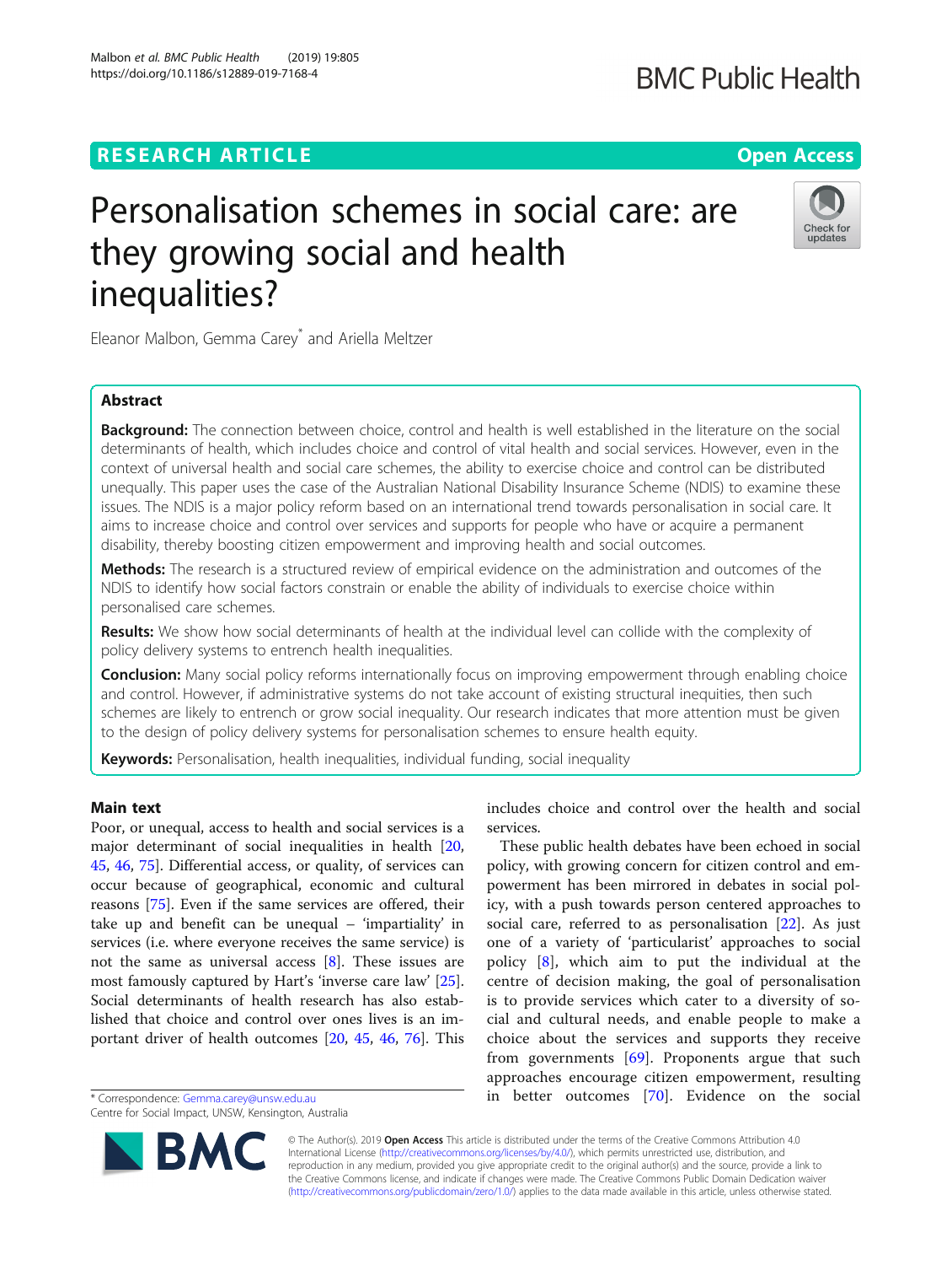RESEARCH ARTICLE

Open Access

# Personalisation schemes in social care: are they growing social and health inequalities?

Eleanor Malbon, Gemma Carey* and Ariella Meltzer

## Abstract

**Background:** The connection between choice, control and health is well established in the literature on the social determinants of health, which includes choice and control of vital health and social services. However, even in the context of universal health and social care schemes, the ability to exercise choice and control can be distributed unequally. This paper uses the case of the Australian National Disability Insurance Scheme (NDIS) to examine these issues. The NDIS is a major policy reform based on an international trend towards personalisation in social care. It aims to increase choice and control over services and supports for people who have or acquire a permanent disability, thereby boosting citizen empowerment and improving health and social outcomes.

**Methods:** The research is a structured review of empirical evidence on the administration and outcomes of the NDIS to identify how social factors constrain or enable the ability of individuals to exercise choice within personalised care schemes.

**Results:** We show how social determinants of health at the individual level can collide with the complexity of policy delivery systems to entrench health inequalities.

**Conclusion:** Many social policy reforms internationally focus on improving empowerment through enabling choice and control. However, if administrative systems do not take account of existing structural inequities, then such schemes are likely to entrench or grow social inequality. Our research indicates that more attention must be given to the design of policy delivery systems for personalisation schemes to ensure health equity.

**Keywords:** Personalisation, health inequalities, individual funding, social inequality

## Main text

Poor, or unequal, access to health and social services is a major determinant of social inequalities in health [20, 45, 46, 75]. Differential access, or quality, of services can occur because of geographical, economic and cultural reasons [75]. Even if the same services are offered, their take up and benefit can be unequal – 'impartiality' in services (i.e. where everyone receives the same service) is not the same as universal access [8]. These issues are most famously captured by Hart's 'inverse care law' [25]. Social determinants of health research has also established that choice and control over ones lives is an important driver of health outcomes [20, 45, 46, 76]. This includes choice and control over the health and social services.

These public health debates have been echoed in social policy, with growing concern for citizen control and empowerment has been mirrored in debates in social policy, with a push towards person centered approaches to social care, referred to as personalisation [22]. As just one of a variety of 'particularist' approaches to social policy [8], which aim to put the individual at the centre of decision making, the goal of personalisation is to provide services which cater to a diversity of social and cultural needs, and enable people to make a choice about the services and supports they receive from governments [69]. Proponents argue that such approaches encourage citizen empowerment, resulting in better outcomes [70]. Evidence on the social

* Correspondence: Gemma.carey@unsw.edu.au
Centre for Social Impact, UNSW, Kensington, Australia

© The Author(s). 2019 **Open Access** This article is distributed under the terms of the Creative Commons Attribution 4.0 International License (http://creativecommons.org/licenses/by/4.0/), which permits unrestricted use, distribution, and reproduction in any medium, provided you give appropriate credit to the original author(s) and the source, provide a link to the Creative Commons license, and indicate if changes were made. The Creative Commons Public Domain Dedication waiver (http://creativecommons.org/publicdomain/zero/1.0/) applies to the data made available in this article, unless otherwise stated.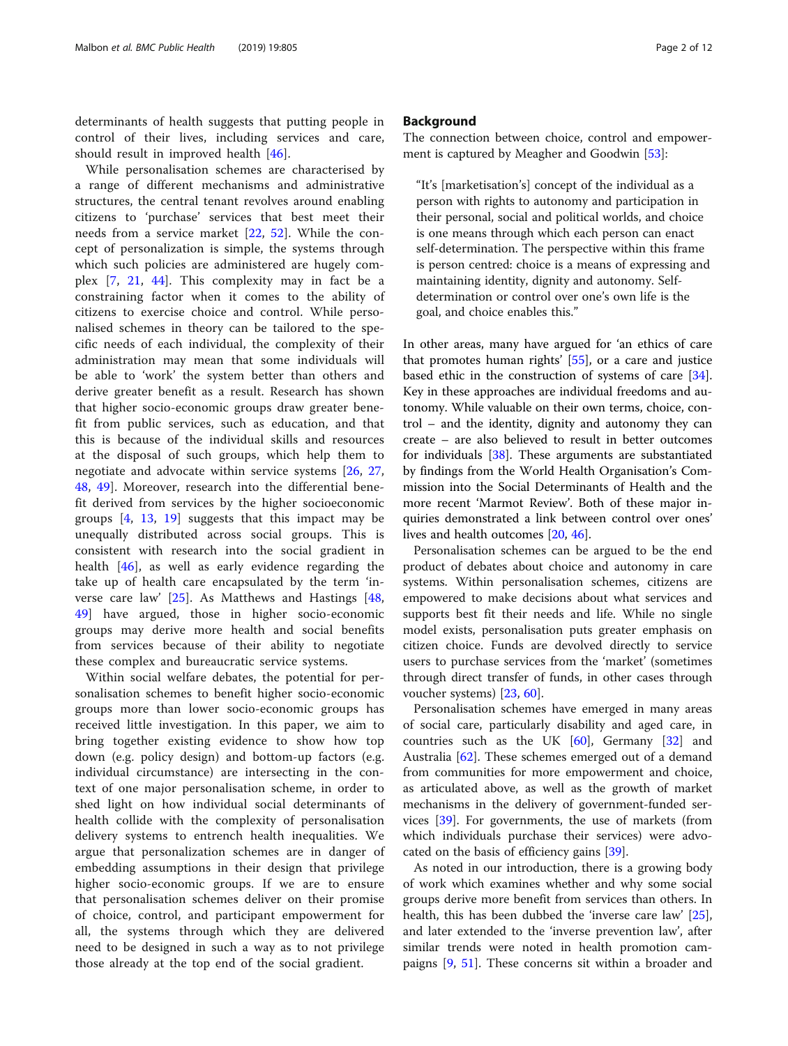determinants of health suggests that putting people in control of their lives, including services and care, should result in improved health [46].

While personalisation schemes are characterised by a range of different mechanisms and administrative structures, the central tenant revolves around enabling citizens to 'purchase' services that best meet their needs from a service market [22, 52]. While the concept of personalization is simple, the systems through which such policies are administered are hugely complex [7, 21, 44]. This complexity may in fact be a constraining factor when it comes to the ability of citizens to exercise choice and control. While personalised schemes in theory can be tailored to the specific needs of each individual, the complexity of their administration may mean that some individuals will be able to 'work' the system better than others and derive greater benefit as a result. Research has shown that higher socio-economic groups draw greater benefit from public services, such as education, and that this is because of the individual skills and resources at the disposal of such groups, which help them to negotiate and advocate within service systems [26, 27, 48, 49]. Moreover, research into the differential benefit derived from services by the higher socioeconomic groups [4, 13, 19] suggests that this impact may be unequally distributed across social groups. This is consistent with research into the social gradient in health [46], as well as early evidence regarding the take up of health care encapsulated by the term 'inverse care law' [25]. As Matthews and Hastings [48, 49] have argued, those in higher socio-economic groups may derive more health and social benefits from services because of their ability to negotiate these complex and bureaucratic service systems.

Within social welfare debates, the potential for personalisation schemes to benefit higher socio-economic groups more than lower socio-economic groups has received little investigation. In this paper, we aim to bring together existing evidence to show how top down (e.g. policy design) and bottom-up factors (e.g. individual circumstance) are intersecting in the context of one major personalisation scheme, in order to shed light on how individual social determinants of health collide with the complexity of personalisation delivery systems to entrench health inequalities. We argue that personalization schemes are in danger of embedding assumptions in their design that privilege higher socio-economic groups. If we are to ensure that personalisation schemes deliver on their promise of choice, control, and participant empowerment for all, the systems through which they are delivered need to be designed in such a way as to not privilege those already at the top end of the social gradient.

## Background

The connection between choice, control and empowerment is captured by Meagher and Goodwin [53]:

> "It's [marketisation's] concept of the individual as a person with rights to autonomy and participation in their personal, social and political worlds, and choice is one means through which each person can enact self-determination. The perspective within this frame is person centred: choice is a means of expressing and maintaining identity, dignity and autonomy. Self-determination or control over one's own life is the goal, and choice enables this."

In other areas, many have argued for 'an ethics of care that promotes human rights' [55], or a care and justice based ethic in the construction of systems of care [34]. Key in these approaches are individual freedoms and autonomy. While valuable on their own terms, choice, control – and the identity, dignity and autonomy they can create – are also believed to result in better outcomes for individuals [38]. These arguments are substantiated by findings from the World Health Organisation's Commission into the Social Determinants of Health and the more recent 'Marmot Review'. Both of these major inquiries demonstrated a link between control over ones' lives and health outcomes [20, 46].

Personalisation schemes can be argued to be the end product of debates about choice and autonomy in care systems. Within personalisation schemes, citizens are empowered to make decisions about what services and supports best fit their needs and life. While no single model exists, personalisation puts greater emphasis on citizen choice. Funds are devolved directly to service users to purchase services from the 'market' (sometimes through direct transfer of funds, in other cases through voucher systems) [23, 60].

Personalisation schemes have emerged in many areas of social care, particularly disability and aged care, in countries such as the UK [60], Germany [32] and Australia [62]. These schemes emerged out of a demand from communities for more empowerment and choice, as articulated above, as well as the growth of market mechanisms in the delivery of government-funded services [39]. For governments, the use of markets (from which individuals purchase their services) were advocated on the basis of efficiency gains [39].

As noted in our introduction, there is a growing body of work which examines whether and why some social groups derive more benefit from services than others. In health, this has been dubbed the 'inverse care law' [25], and later extended to the 'inverse prevention law', after similar trends were noted in health promotion campaigns [9, 51]. These concerns sit within a broader and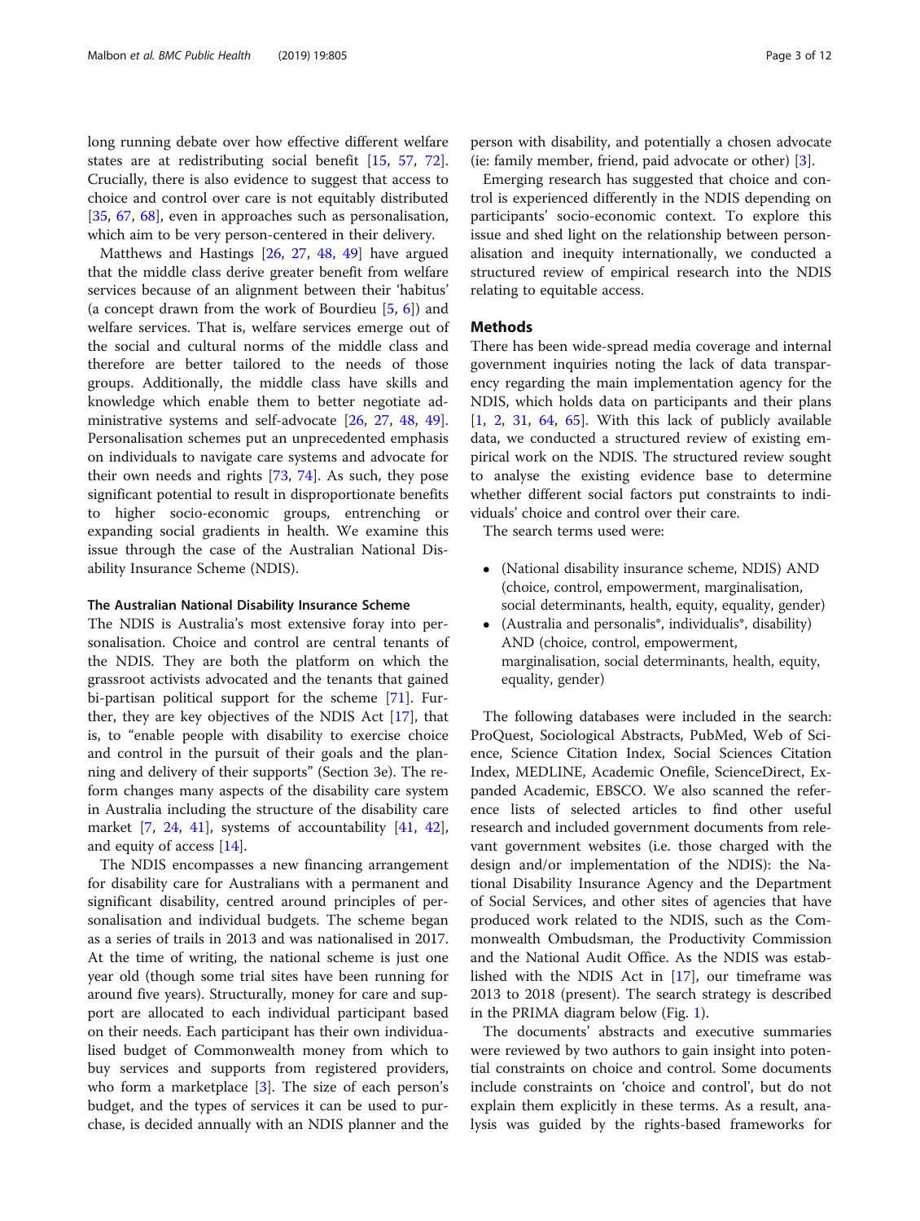long running debate over how effective different welfare states are at redistributing social benefit [15, 57, 72]. Crucially, there is also evidence to suggest that access to choice and control over care is not equitably distributed [35, 67, 68], even in approaches such as personalisation, which aim to be very person-centered in their delivery.

Matthews and Hastings [26, 27, 48, 49] have argued that the middle class derive greater benefit from welfare services because of an alignment between their 'habitus' (a concept drawn from the work of Bourdieu [5, 6]) and welfare services. That is, welfare services emerge out of the social and cultural norms of the middle class and therefore are better tailored to the needs of those groups. Additionally, the middle class have skills and knowledge which enable them to better negotiate administrative systems and self-advocate [26, 27, 48, 49]. Personalisation schemes put an unprecedented emphasis on individuals to navigate care systems and advocate for their own needs and rights [73, 74]. As such, they pose significant potential to result in disproportionate benefits to higher socio-economic groups, entrenching or expanding social gradients in health. We examine this issue through the case of the Australian National Disability Insurance Scheme (NDIS).

### The Australian National Disability Insurance Scheme

The NDIS is Australia's most extensive foray into personalisation. Choice and control are central tenants of the NDIS. They are both the platform on which the grassroot activists advocated and the tenants that gained bi-partisan political support for the scheme [71]. Further, they are key objectives of the NDIS Act [17], that is, to "enable people with disability to exercise choice and control in the pursuit of their goals and the planning and delivery of their supports" (Section 3e). The reform changes many aspects of the disability care system in Australia including the structure of the disability care market [7, 24, 41], systems of accountability [41, 42], and equity of access [14].

The NDIS encompasses a new financing arrangement for disability care for Australians with a permanent and significant disability, centred around principles of personalisation and individual budgets. The scheme began as a series of trails in 2013 and was nationalised in 2017. At the time of writing, the national scheme is just one year old (though some trial sites have been running for around five years). Structurally, money for care and support are allocated to each individual participant based on their needs. Each participant has their own individualised budget of Commonwealth money from which to buy services and supports from registered providers, who form a marketplace [3]. The size of each person's budget, and the types of services it can be used to purchase, is decided annually with an NDIS planner and the person with disability, and potentially a chosen advocate (ie: family member, friend, paid advocate or other) [3].

Emerging research has suggested that choice and control is experienced differently in the NDIS depending on participants' socio-economic context. To explore this issue and shed light on the relationship between personalisation and inequity internationally, we conducted a structured review of empirical research into the NDIS relating to equitable access.

## Methods

There has been wide-spread media coverage and internal government inquiries noting the lack of data transparency regarding the main implementation agency for the NDIS, which holds data on participants and their plans [1, 2, 31, 64, 65]. With this lack of publicly available data, we conducted a structured review of existing empirical work on the NDIS. The structured review sought to analyse the existing evidence base to determine whether different social factors put constraints to individuals' choice and control over their care.

The search terms used were:

- (National disability insurance scheme, NDIS) AND (choice, control, empowerment, marginalisation, social determinants, health, equity, equality, gender)
- (Australia and personalis*, individualis*, disability) AND (choice, control, empowerment, marginalisation, social determinants, health, equity, equality, gender)

The following databases were included in the search: ProQuest, Sociological Abstracts, PubMed, Web of Science, Science Citation Index, Social Sciences Citation Index, MEDLINE, Academic Onefile, ScienceDirect, Expanded Academic, EBSCO. We also scanned the reference lists of selected articles to find other useful research and included government documents from relevant government websites (i.e. those charged with the design and/or implementation of the NDIS): the National Disability Insurance Agency and the Department of Social Services, and other sites of agencies that have produced work related to the NDIS, such as the Commonwealth Ombudsman, the Productivity Commission and the National Audit Office. As the NDIS was established with the NDIS Act in [17], our timeframe was 2013 to 2018 (present). The search strategy is described in the PRIMA diagram below (Fig. 1).

The documents' abstracts and executive summaries were reviewed by two authors to gain insight into potential constraints on choice and control. Some documents include constraints on 'choice and control', but do not explain them explicitly in these terms. As a result, analysis was guided by the rights-based frameworks for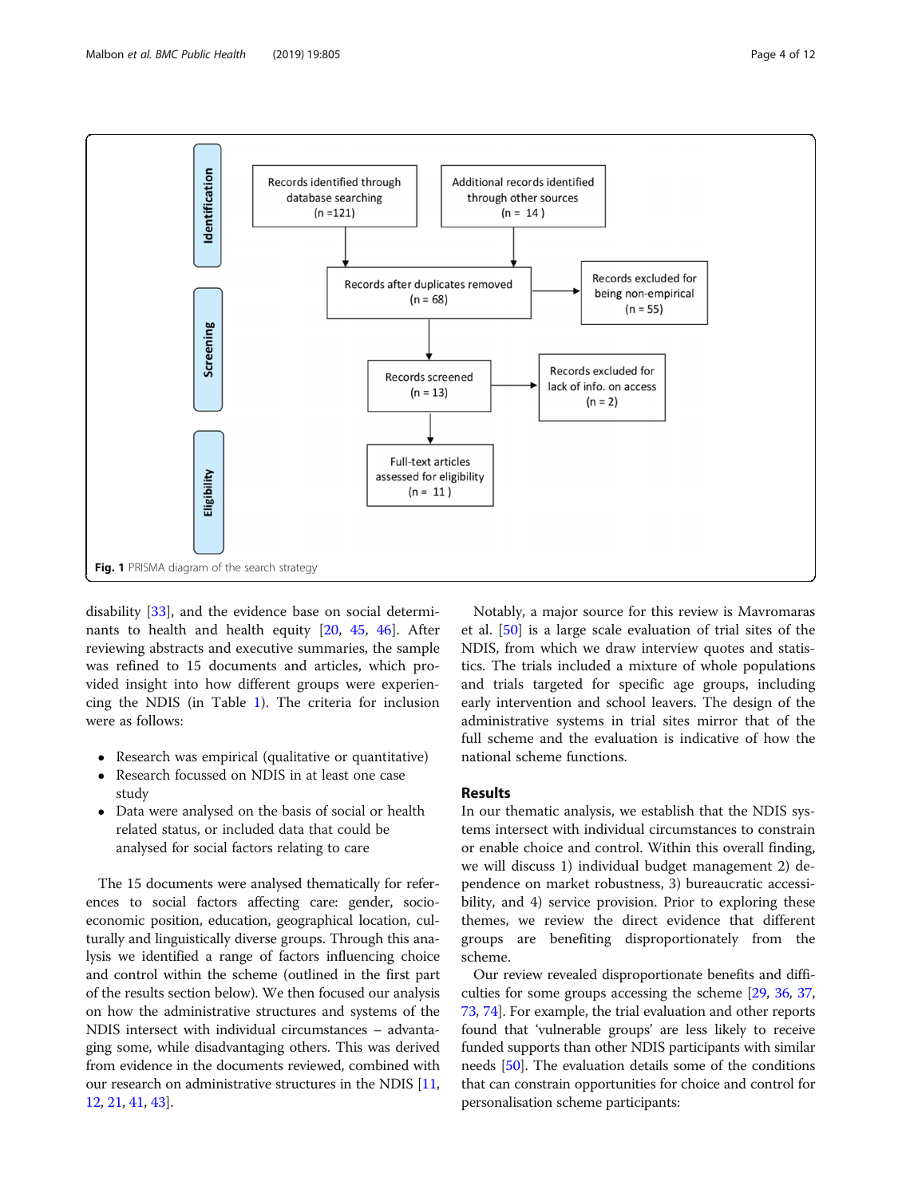Fig. 1 PRISMA diagram of the search strategy

disability [33], and the evidence base on social determinants to health and health equity [20, 45, 46]. After reviewing abstracts and executive summaries, the sample was refined to 15 documents and articles, which provided insight into how different groups were experiencing the NDIS (in Table 1). The criteria for inclusion were as follows:

- Research was empirical (qualitative or quantitative)
- Research focussed on NDIS in at least one case study
- Data were analysed on the basis of social or health related status, or included data that could be analysed for social factors relating to care

The 15 documents were analysed thematically for references to social factors affecting care: gender, socio-economic position, education, geographical location, culturally and linguistically diverse groups. Through this analysis we identified a range of factors influencing choice and control within the scheme (outlined in the first part of the results section below). We then focused our analysis on how the administrative structures and systems of the NDIS intersect with individual circumstances – advantaging some, while disadvantaging others. This was derived from evidence in the documents reviewed, combined with our research on administrative structures in the NDIS [11, 12, 21, 41, 43].

Notably, a major source for this review is Mavromaras et al. [50] is a large scale evaluation of trial sites of the NDIS, from which we draw interview quotes and statistics. The trials included a mixture of whole populations and trials targeted for specific age groups, including early intervention and school leavers. The design of the administrative systems in trial sites mirror that of the full scheme and the evaluation is indicative of how the national scheme functions.

## Results

In our thematic analysis, we establish that the NDIS systems intersect with individual circumstances to constrain or enable choice and control. Within this overall finding, we will discuss 1) individual budget management 2) dependence on market robustness, 3) bureaucratic accessibility, and 4) service provision. Prior to exploring these themes, we review the direct evidence that different groups are benefiting disproportionately from the scheme.

Our review revealed disproportionate benefits and difficulties for some groups accessing the scheme [29, 36, 37, 73, 74]. For example, the trial evaluation and other reports found that 'vulnerable groups' are less likely to receive funded supports than other NDIS participants with similar needs [50]. The evaluation details some of the conditions that can constrain opportunities for choice and control for personalisation scheme participants: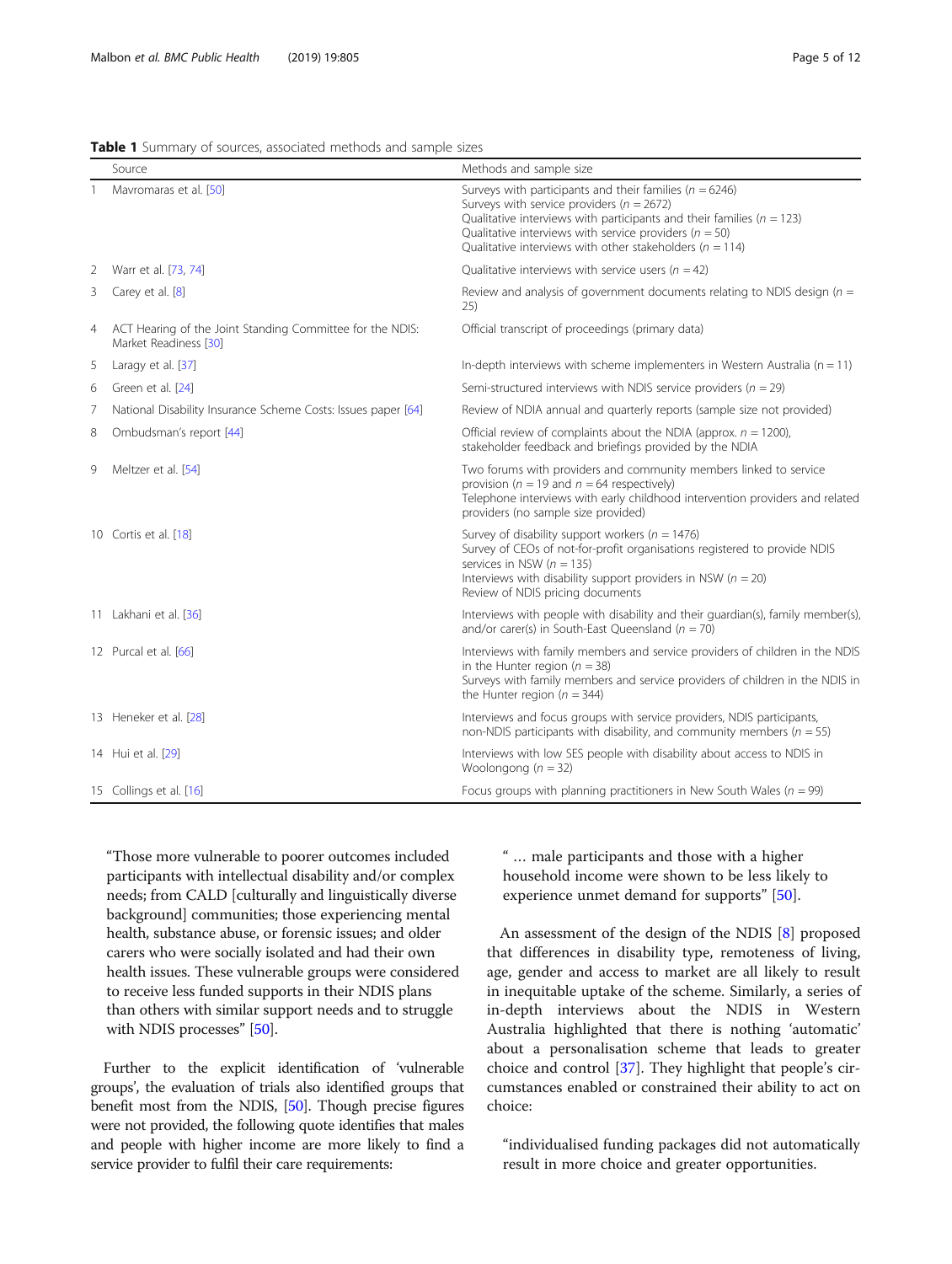**Table 1** Summary of sources, associated methods and sample sizes

| | Source | Methods and sample size |
|---|---|---|
| 1 | Mavromaras et al. [50] | Surveys with participants and their families ($n = 6246$)<br>Surveys with service providers ($n = 2672$)<br>Qualitative interviews with participants and their families ($n = 123$)<br>Qualitative interviews with service providers ($n = 50$)<br>Qualitative interviews with other stakeholders ($n = 114$) |
| 2 | Warr et al. [73, 74] | Qualitative interviews with service users ($n = 42$) |
| 3 | Carey et al. [8] | Review and analysis of government documents relating to NDIS design ($n = 25$) |
| 4 | ACT Hearing of the Joint Standing Committee for the NDIS: Market Readiness [30] | Official transcript of proceedings (primary data) |
| 5 | Laragy et al. [37] | In-depth interviews with scheme implementers in Western Australia ($n = 11$) |
| 6 | Green et al. [24] | Semi-structured interviews with NDIS service providers ($n = 29$) |
| 7 | National Disability Insurance Scheme Costs: Issues paper [64] | Review of NDIA annual and quarterly reports (sample size not provided) |
| 8 | Ombudsman's report [44] | Official review of complaints about the NDIA (approx. $n = 1200$), stakeholder feedback and briefings provided by the NDIA |
| 9 | Meltzer et al. [54] | Two forums with providers and community members linked to service provision ($n = 19$ and $n = 64$ respectively)<br>Telephone interviews with early childhood intervention providers and related providers (no sample size provided) |
| 10 | Cortis et al. [18] | Survey of disability support workers ($n = 1476$)<br>Survey of CEOs of not-for-profit organisations registered to provide NDIS services in NSW ($n = 135$)<br>Interviews with disability support providers in NSW ($n = 20$)<br>Review of NDIS pricing documents |
| 11 | Lakhani et al. [36] | Interviews with people with disability and their guardian(s), family member(s), and/or carer(s) in South-East Queensland ($n = 70$) |
| 12 | Purcal et al. [66] | Interviews with family members and service providers of children in the NDIS in the Hunter region ($n = 38$)<br>Surveys with family members and service providers of children in the NDIS in the Hunter region ($n = 344$) |
| 13 | Heneker et al. [28] | Interviews and focus groups with service providers, NDIS participants, non-NDIS participants with disability, and community members ($n = 55$) |
| 14 | Hui et al. [29] | Interviews with low SES people with disability about access to NDIS in Woolongong ($n = 32$) |
| 15 | Collings et al. [16] | Focus groups with planning practitioners in New South Wales ($n = 99$) |

> "Those more vulnerable to poorer outcomes included participants with intellectual disability and/or complex needs; from CALD [culturally and linguistically diverse background] communities; those experiencing mental health, substance abuse, or forensic issues; and older carers who were socially isolated and had their own health issues. These vulnerable groups were considered to receive less funded supports in their NDIS plans than others with similar support needs and to struggle with NDIS processes" [50].

Further to the explicit identification of 'vulnerable groups', the evaluation of trials also identified groups that benefit most from the NDIS, [50]. Though precise figures were not provided, the following quote identifies that males and people with higher income are more likely to find a service provider to fulfil their care requirements:

> " … male participants and those with a higher household income were shown to be less likely to experience unmet demand for supports" [50].

An assessment of the design of the NDIS [8] proposed that differences in disability type, remoteness of living, age, gender and access to market are all likely to result in inequitable uptake of the scheme. Similarly, a series of in-depth interviews about the NDIS in Western Australia highlighted that there is nothing 'automatic' about a personalisation scheme that leads to greater choice and control [37]. They highlight that people's circumstances enabled or constrained their ability to act on choice:

> "individualised funding packages did not automatically result in more choice and greater opportunities.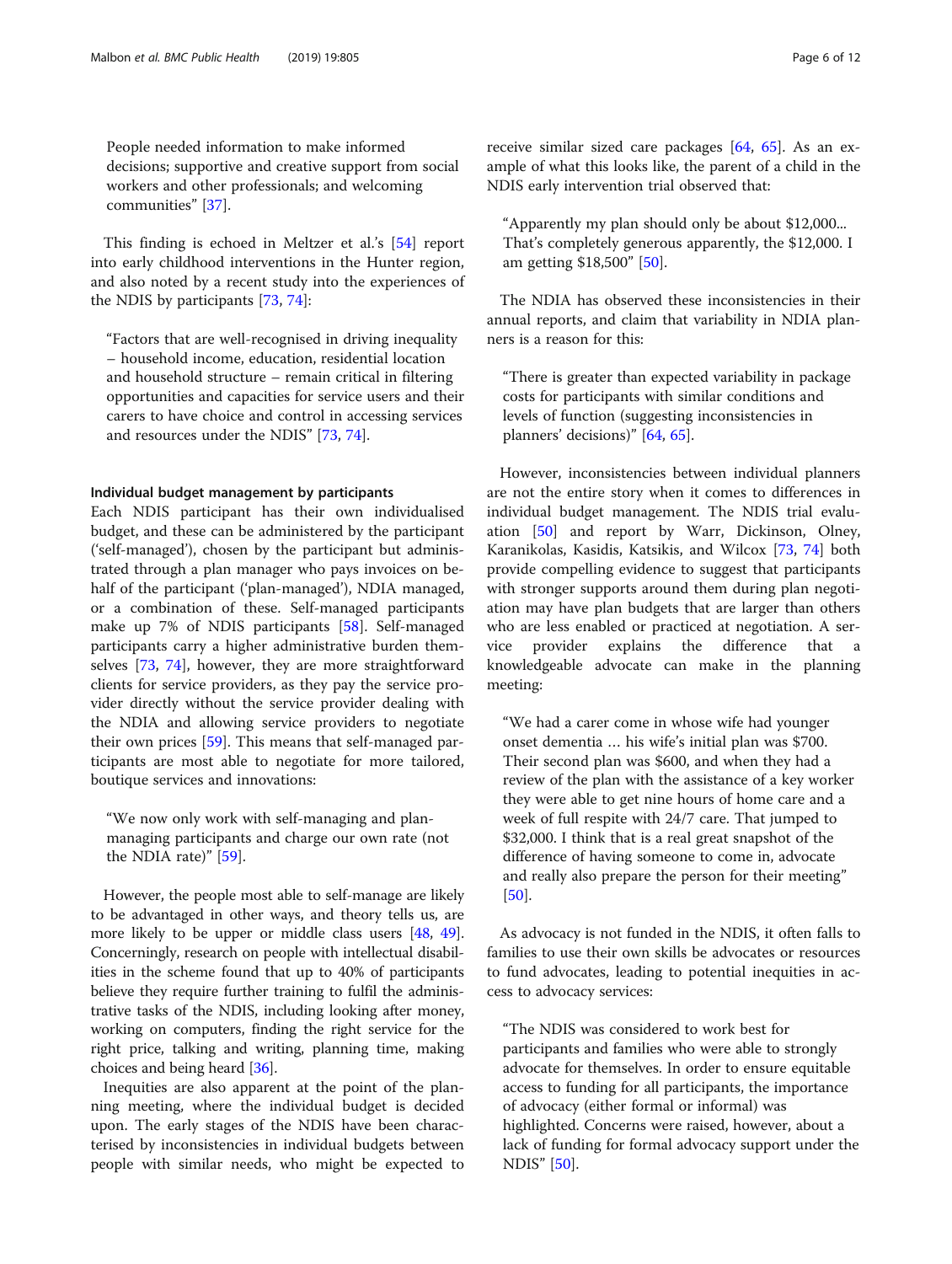> People needed information to make informed decisions; supportive and creative support from social workers and other professionals; and welcoming communities" [37].

This finding is echoed in Meltzer et al.'s [54] report into early childhood interventions in the Hunter region, and also noted by a recent study into the experiences of the NDIS by participants [73, 74]:

> "Factors that are well-recognised in driving inequality – household income, education, residential location and household structure – remain critical in filtering opportunities and capacities for service users and their carers to have choice and control in accessing services and resources under the NDIS" [73, 74].

#### Individual budget management by participants

Each NDIS participant has their own individualised budget, and these can be administered by the participant ('self-managed'), chosen by the participant but administrated through a plan manager who pays invoices on behalf of the participant ('plan-managed'), NDIA managed, or a combination of these. Self-managed participants make up 7% of NDIS participants [58]. Self-managed participants carry a higher administrative burden themselves [73, 74], however, they are more straightforward clients for service providers, as they pay the service provider directly without the service provider dealing with the NDIA and allowing service providers to negotiate their own prices [59]. This means that self-managed participants are most able to negotiate for more tailored, boutique services and innovations:

> "We now only work with self-managing and plan-managing participants and charge our own rate (not the NDIA rate)" [59].

However, the people most able to self-manage are likely to be advantaged in other ways, and theory tells us, are more likely to be upper or middle class users [48, 49]. Concerningly, research on people with intellectual disabilities in the scheme found that up to 40% of participants believe they require further training to fulfil the administrative tasks of the NDIS, including looking after money, working on computers, finding the right service for the right price, talking and writing, planning time, making choices and being heard [36].

Inequities are also apparent at the point of the planning meeting, where the individual budget is decided upon. The early stages of the NDIS have been characterised by inconsistencies in individual budgets between people with similar needs, who might be expected to receive similar sized care packages [64, 65]. As an example of what this looks like, the parent of a child in the NDIS early intervention trial observed that:

> "Apparently my plan should only be about $12,000... That's completely generous apparently, the $12,000. I am getting $18,500" [50].

The NDIA has observed these inconsistencies in their annual reports, and claim that variability in NDIA planners is a reason for this:

> "There is greater than expected variability in package costs for participants with similar conditions and levels of function (suggesting inconsistencies in planners' decisions)" [64, 65].

However, inconsistencies between individual planners are not the entire story when it comes to differences in individual budget management. The NDIS trial evaluation [50] and report by Warr, Dickinson, Olney, Karanikolas, Kasidis, Katsikis, and Wilcox [73, 74] both provide compelling evidence to suggest that participants with stronger supports around them during plan negotiation may have plan budgets that are larger than others who are less enabled or practiced at negotiation. A service provider explains the difference that a knowledgeable advocate can make in the planning meeting:

> "We had a carer come in whose wife had younger onset dementia … his wife's initial plan was $700. Their second plan was $600, and when they had a review of the plan with the assistance of a key worker they were able to get nine hours of home care and a week of full respite with 24/7 care. That jumped to $32,000. I think that is a real great snapshot of the difference of having someone to come in, advocate and really also prepare the person for their meeting" [50].

As advocacy is not funded in the NDIS, it often falls to families to use their own skills be advocates or resources to fund advocates, leading to potential inequities in access to advocacy services:

> "The NDIS was considered to work best for participants and families who were able to strongly advocate for themselves. In order to ensure equitable access to funding for all participants, the importance of advocacy (either formal or informal) was highlighted. Concerns were raised, however, about a lack of funding for formal advocacy support under the NDIS" [50].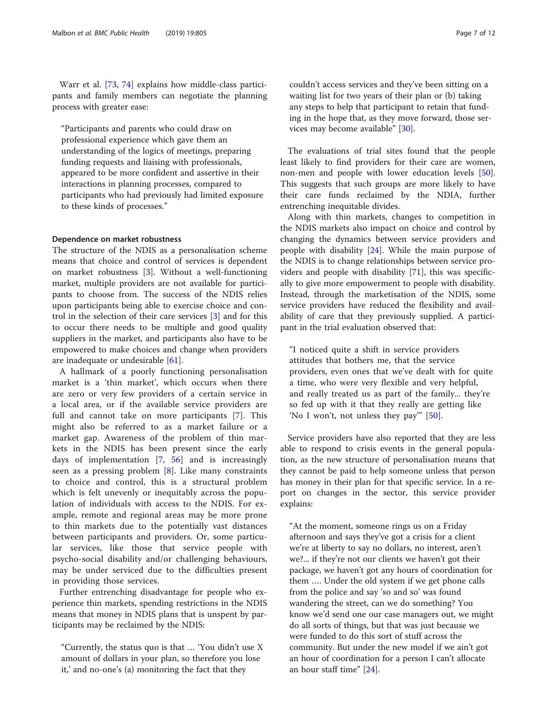Warr et al. [73, 74] explains how middle-class participants and family members can negotiate the planning process with greater ease:

> "Participants and parents who could draw on professional experience which gave them an understanding of the logics of meetings, preparing funding requests and liaising with professionals, appeared to be more confident and assertive in their interactions in planning processes, compared to participants who had previously had limited exposure to these kinds of processes."

#### Dependence on market robustness

The structure of the NDIS as a personalisation scheme means that choice and control of services is dependent on market robustness [3]. Without a well-functioning market, multiple providers are not available for participants to choose from. The success of the NDIS relies upon participants being able to exercise choice and control in the selection of their care services [3] and for this to occur there needs to be multiple and good quality suppliers in the market, and participants also have to be empowered to make choices and change when providers are inadequate or undesirable [61].

A hallmark of a poorly functioning personalisation market is a 'thin market', which occurs when there are zero or very few providers of a certain service in a local area, or if the available service providers are full and cannot take on more participants [7]. This might also be referred to as a market failure or a market gap. Awareness of the problem of thin markets in the NDIS has been present since the early days of implementation [7, 56] and is increasingly seen as a pressing problem [8]. Like many constraints to choice and control, this is a structural problem which is felt unevenly or inequitably across the population of individuals with access to the NDIS. For example, remote and regional areas may be more prone to thin markets due to the potentially vast distances between participants and providers. Or, some particular services, like those that service people with psycho-social disability and/or challenging behaviours, may be under serviced due to the difficulties present in providing those services.

Further entrenching disadvantage for people who experience thin markets, spending restrictions in the NDIS means that money in NDIS plans that is unspent by participants may be reclaimed by the NDIS:

> "Currently, the status quo is that … 'You didn't use X amount of dollars in your plan, so therefore you lose it,' and no-one's (a) monitoring the fact that they couldn't access services and they've been sitting on a waiting list for two years of their plan or (b) taking any steps to help that participant to retain that funding in the hope that, as they move forward, those services may become available" [30].

The evaluations of trial sites found that the people least likely to find providers for their care are women, non-men and people with lower education levels [50]. This suggests that such groups are more likely to have their care funds reclaimed by the NDIA, further entrenching inequitable divides.

Along with thin markets, changes to competition in the NDIS markets also impact on choice and control by changing the dynamics between service providers and people with disability [24]. While the main purpose of the NDIS is to change relationships between service providers and people with disability [71], this was specifically to give more empowerment to people with disability. Instead, through the marketisation of the NDIS, some service providers have reduced the flexibility and availability of care that they previously supplied. A participant in the trial evaluation observed that:

> "I noticed quite a shift in service providers attitudes that bothers me, that the service providers, even ones that we've dealt with for quite a time, who were very flexible and very helpful, and really treated us as part of the family... they're so fed up with it that they really are getting like 'No I won't, not unless they pay'" [50].

Service providers have also reported that they are less able to respond to crisis events in the general population, as the new structure of personalisation means that they cannot be paid to help someone unless that person has money in their plan for that specific service. In a report on changes in the sector, this service provider explains:

> "At the moment, someone rings us on a Friday afternoon and says they've got a crisis for a client we're at liberty to say no dollars, no interest, aren't we?... if they're not our clients we haven't got their package, we haven't got any hours of coordination for them …. Under the old system if we get phone calls from the police and say 'so and so' was found wandering the street, can we do something? You know we'd send one our case managers out, we might do all sorts of things, but that was just because we were funded to do this sort of stuff across the community. But under the new model if we ain't got an hour of coordination for a person I can't allocate an hour staff time" [24].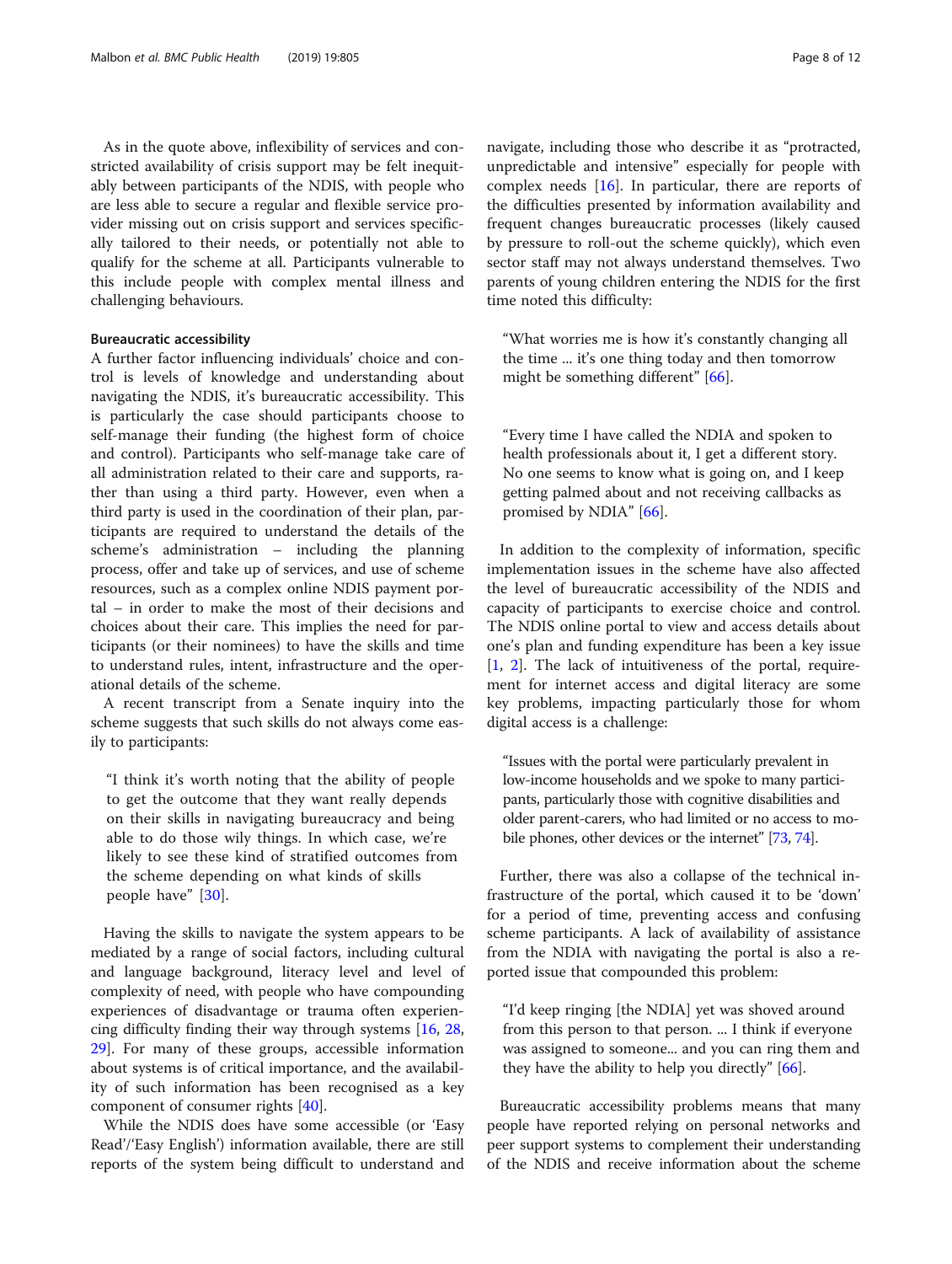As in the quote above, inflexibility of services and constricted availability of crisis support may be felt inequitably between participants of the NDIS, with people who are less able to secure a regular and flexible service provider missing out on crisis support and services specifically tailored to their needs, or potentially not able to qualify for the scheme at all. Participants vulnerable to this include people with complex mental illness and challenging behaviours.

#### Bureaucratic accessibility

A further factor influencing individuals' choice and control is levels of knowledge and understanding about navigating the NDIS, it's bureaucratic accessibility. This is particularly the case should participants choose to self-manage their funding (the highest form of choice and control). Participants who self-manage take care of all administration related to their care and supports, rather than using a third party. However, even when a third party is used in the coordination of their plan, participants are required to understand the details of the scheme's administration – including the planning process, offer and take up of services, and use of scheme resources, such as a complex online NDIS payment portal – in order to make the most of their decisions and choices about their care. This implies the need for participants (or their nominees) to have the skills and time to understand rules, intent, infrastructure and the operational details of the scheme.

A recent transcript from a Senate inquiry into the scheme suggests that such skills do not always come easily to participants:

> "I think it's worth noting that the ability of people to get the outcome that they want really depends on their skills in navigating bureaucracy and being able to do those wily things. In which case, we're likely to see these kind of stratified outcomes from the scheme depending on what kinds of skills people have" [30].

Having the skills to navigate the system appears to be mediated by a range of social factors, including cultural and language background, literacy level and level of complexity of need, with people who have compounding experiences of disadvantage or trauma often experiencing difficulty finding their way through systems [16, 28, 29]. For many of these groups, accessible information about systems is of critical importance, and the availability of such information has been recognised as a key component of consumer rights [40].

While the NDIS does have some accessible (or 'Easy Read'/'Easy English') information available, there are still reports of the system being difficult to understand and navigate, including those who describe it as "protracted, unpredictable and intensive" especially for people with complex needs [16]. In particular, there are reports of the difficulties presented by information availability and frequent changes bureaucratic processes (likely caused by pressure to roll-out the scheme quickly), which even sector staff may not always understand themselves. Two parents of young children entering the NDIS for the first time noted this difficulty:

> "What worries me is how it's constantly changing all the time ... it's one thing today and then tomorrow might be something different" [66].

> "Every time I have called the NDIA and spoken to health professionals about it, I get a different story. No one seems to know what is going on, and I keep getting palmed about and not receiving callbacks as promised by NDIA" [66].

In addition to the complexity of information, specific implementation issues in the scheme have also affected the level of bureaucratic accessibility of the NDIS and capacity of participants to exercise choice and control. The NDIS online portal to view and access details about one's plan and funding expenditure has been a key issue [1, 2]. The lack of intuitiveness of the portal, requirement for internet access and digital literacy are some key problems, impacting particularly those for whom digital access is a challenge:

> "Issues with the portal were particularly prevalent in low-income households and we spoke to many participants, particularly those with cognitive disabilities and older parent-carers, who had limited or no access to mobile phones, other devices or the internet" [73, 74].

Further, there was also a collapse of the technical infrastructure of the portal, which caused it to be 'down' for a period of time, preventing access and confusing scheme participants. A lack of availability of assistance from the NDIA with navigating the portal is also a reported issue that compounded this problem:

> "I'd keep ringing [the NDIA] yet was shoved around from this person to that person. ... I think if everyone was assigned to someone... and you can ring them and they have the ability to help you directly" [66].

Bureaucratic accessibility problems means that many people have reported relying on personal networks and peer support systems to complement their understanding of the NDIS and receive information about the scheme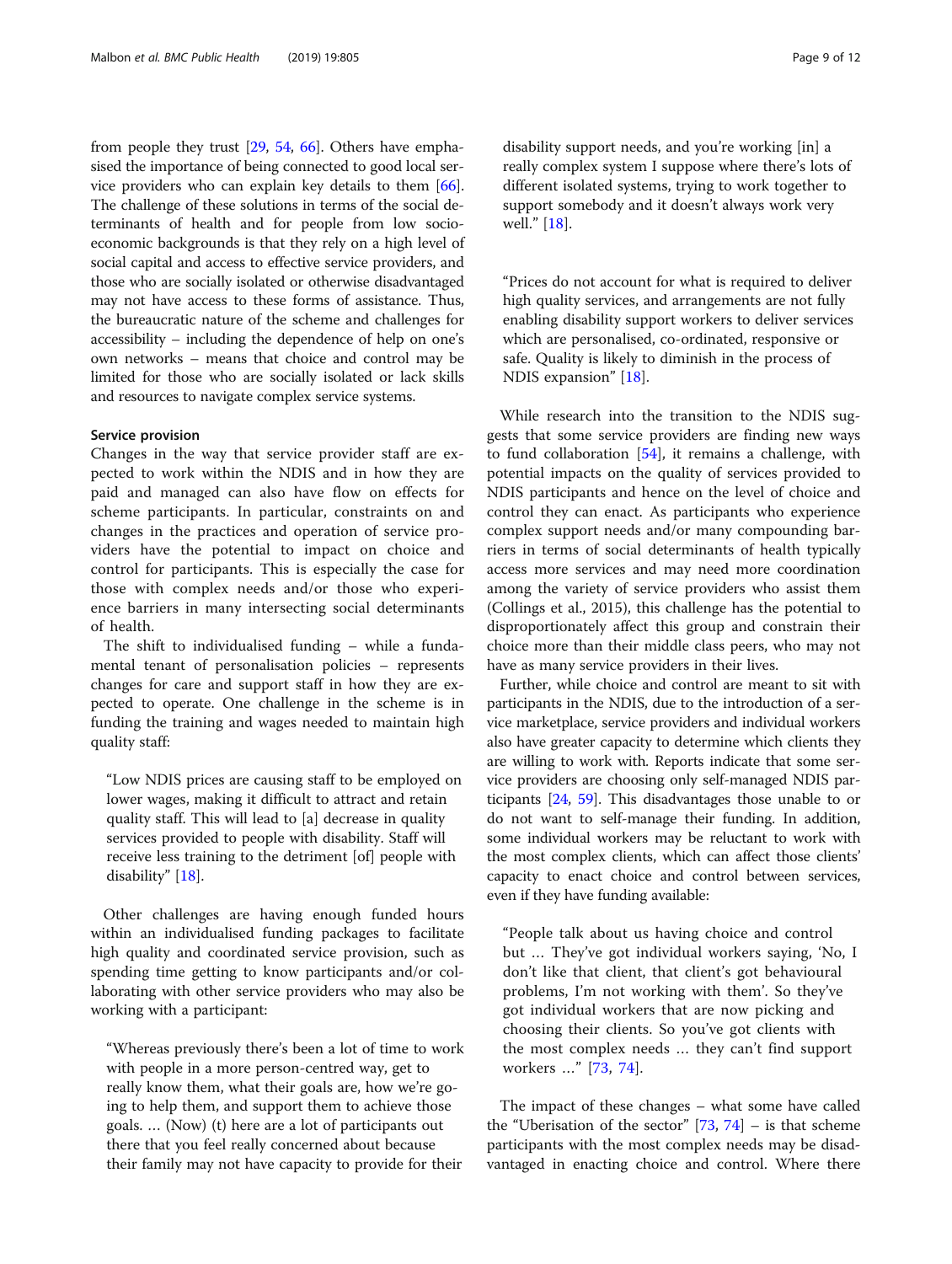from people they trust [29, 54, 66]. Others have emphasised the importance of being connected to good local service providers who can explain key details to them [66]. The challenge of these solutions in terms of the social determinants of health and for people from low socio-economic backgrounds is that they rely on a high level of social capital and access to effective service providers, and those who are socially isolated or otherwise disadvantaged may not have access to these forms of assistance. Thus, the bureaucratic nature of the scheme and challenges for accessibility – including the dependence of help on one's own networks – means that choice and control may be limited for those who are socially isolated or lack skills and resources to navigate complex service systems.

**Service provision**

Changes in the way that service provider staff are expected to work within the NDIS and in how they are paid and managed can also have flow on effects for scheme participants. In particular, constraints on and changes in the practices and operation of service providers have the potential to impact on choice and control for participants. This is especially the case for those with complex needs and/or those who experience barriers in many intersecting social determinants of health.

The shift to individualised funding – while a fundamental tenant of personalisation policies – represents changes for care and support staff in how they are expected to operate. One challenge in the scheme is in funding the training and wages needed to maintain high quality staff:

> "Low NDIS prices are causing staff to be employed on lower wages, making it difficult to attract and retain quality staff. This will lead to [a] decrease in quality services provided to people with disability. Staff will receive less training to the detriment [of] people with disability" [18].

Other challenges are having enough funded hours within an individualised funding packages to facilitate high quality and coordinated service provision, such as spending time getting to know participants and/or collaborating with other service providers who may also be working with a participant:

> "Whereas previously there's been a lot of time to work with people in a more person-centred way, get to really know them, what their goals are, how we're going to help them, and support them to achieve those goals. … (Now) (t) here are a lot of participants out there that you feel really concerned about because their family may not have capacity to provide for their disability support needs, and you're working [in] a really complex system I suppose where there's lots of different isolated systems, trying to work together to support somebody and it doesn't always work very well." [18].

> "Prices do not account for what is required to deliver high quality services, and arrangements are not fully enabling disability support workers to deliver services which are personalised, co-ordinated, responsive or safe. Quality is likely to diminish in the process of NDIS expansion" [18].

While research into the transition to the NDIS suggests that some service providers are finding new ways to fund collaboration [54], it remains a challenge, with potential impacts on the quality of services provided to NDIS participants and hence on the level of choice and control they can enact. As participants who experience complex support needs and/or many compounding barriers in terms of social determinants of health typically access more services and may need more coordination among the variety of service providers who assist them (Collings et al., 2015), this challenge has the potential to disproportionately affect this group and constrain their choice more than their middle class peers, who may not have as many service providers in their lives.

Further, while choice and control are meant to sit with participants in the NDIS, due to the introduction of a service marketplace, service providers and individual workers also have greater capacity to determine which clients they are willing to work with. Reports indicate that some service providers are choosing only self-managed NDIS participants [24, 59]. This disadvantages those unable to or do not want to self-manage their funding. In addition, some individual workers may be reluctant to work with the most complex clients, which can affect those clients' capacity to enact choice and control between services, even if they have funding available:

> "People talk about us having choice and control but … They've got individual workers saying, 'No, I don't like that client, that client's got behavioural problems, I'm not working with them'. So they've got individual workers that are now picking and choosing their clients. So you've got clients with the most complex needs … they can't find support workers …" [73, 74].

The impact of these changes – what some have called the "Uberisation of the sector" [73, 74] – is that scheme participants with the most complex needs may be disadvantaged in enacting choice and control. Where there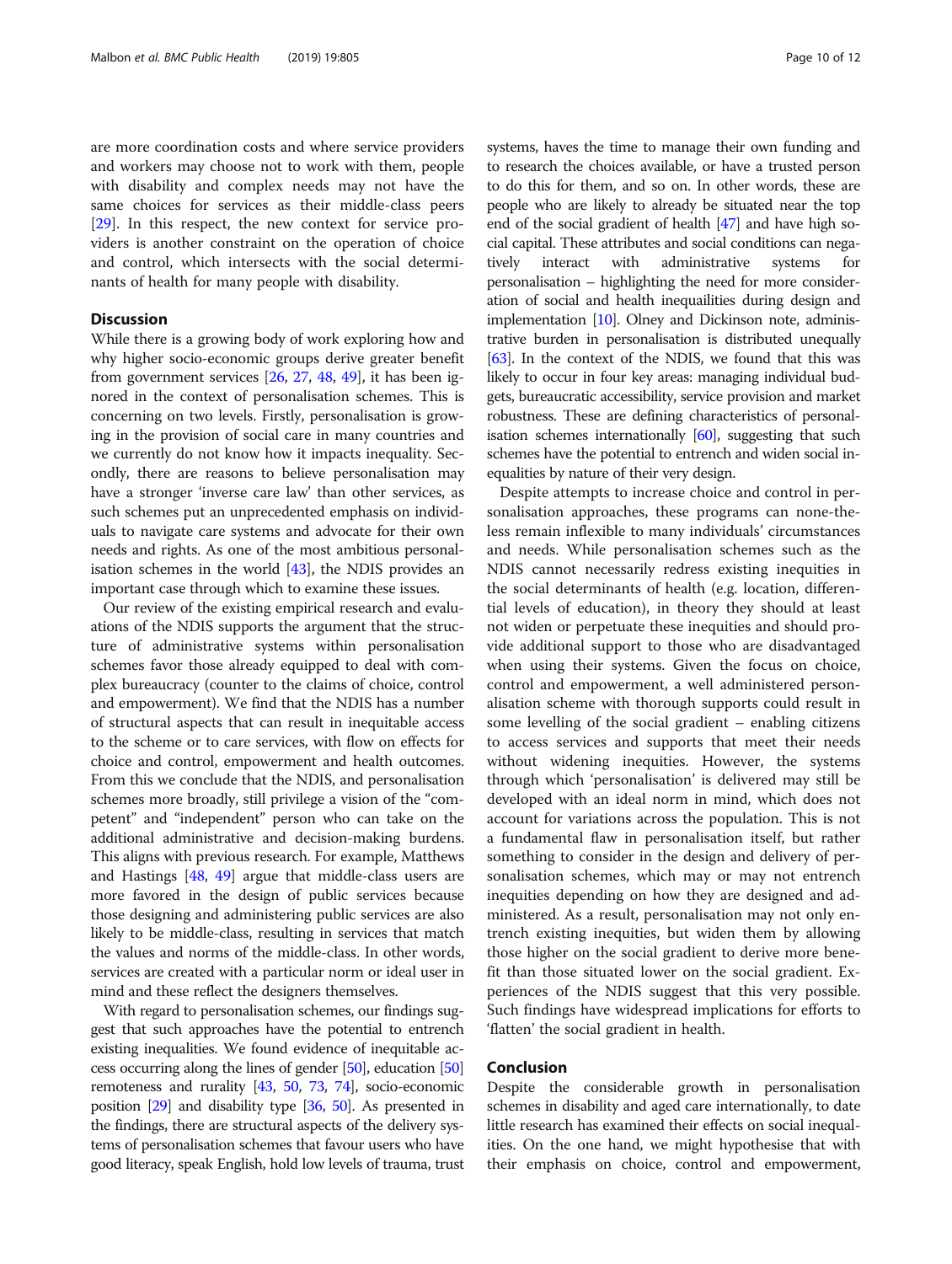are more coordination costs and where service providers and workers may choose not to work with them, people with disability and complex needs may not have the same choices for services as their middle-class peers [29]. In this respect, the new context for service providers is another constraint on the operation of choice and control, which intersects with the social determinants of health for many people with disability.

## Discussion

While there is a growing body of work exploring how and why higher socio-economic groups derive greater benefit from government services [26, 27, 48, 49], it has been ignored in the context of personalisation schemes. This is concerning on two levels. Firstly, personalisation is growing in the provision of social care in many countries and we currently do not know how it impacts inequality. Secondly, there are reasons to believe personalisation may have a stronger 'inverse care law' than other services, as such schemes put an unprecedented emphasis on individuals to navigate care systems and advocate for their own needs and rights. As one of the most ambitious personalisation schemes in the world [43], the NDIS provides an important case through which to examine these issues.

Our review of the existing empirical research and evaluations of the NDIS supports the argument that the structure of administrative systems within personalisation schemes favor those already equipped to deal with complex bureaucracy (counter to the claims of choice, control and empowerment). We find that the NDIS has a number of structural aspects that can result in inequitable access to the scheme or to care services, with flow on effects for choice and control, empowerment and health outcomes. From this we conclude that the NDIS, and personalisation schemes more broadly, still privilege a vision of the "competent" and "independent" person who can take on the additional administrative and decision-making burdens. This aligns with previous research. For example, Matthews and Hastings [48, 49] argue that middle-class users are more favored in the design of public services because those designing and administering public services are also likely to be middle-class, resulting in services that match the values and norms of the middle-class. In other words, services are created with a particular norm or ideal user in mind and these reflect the designers themselves.

With regard to personalisation schemes, our findings suggest that such approaches have the potential to entrench existing inequalities. We found evidence of inequitable access occurring along the lines of gender [50], education [50] remoteness and rurality [43, 50, 73, 74], socio-economic position [29] and disability type [36, 50]. As presented in the findings, there are structural aspects of the delivery systems of personalisation schemes that favour users who have good literacy, speak English, hold low levels of trauma, trust systems, haves the time to manage their own funding and to research the choices available, or have a trusted person to do this for them, and so on. In other words, these are people who are likely to already be situated near the top end of the social gradient of health [47] and have high social capital. These attributes and social conditions can negatively interact with administrative systems for personalisation – highlighting the need for more consideration of social and health inequailities during design and implementation [10]. Olney and Dickinson note, administrative burden in personalisation is distributed unequally [63]. In the context of the NDIS, we found that this was likely to occur in four key areas: managing individual budgets, bureaucratic accessibility, service provision and market robustness. These are defining characteristics of personalisation schemes internationally [60], suggesting that such schemes have the potential to entrench and widen social inequalities by nature of their very design.

Despite attempts to increase choice and control in personalisation approaches, these programs can none-the-less remain inflexible to many individuals' circumstances and needs. While personalisation schemes such as the NDIS cannot necessarily redress existing inequities in the social determinants of health (e.g. location, differential levels of education), in theory they should at least not widen or perpetuate these inequities and should provide additional support to those who are disadvantaged when using their systems. Given the focus on choice, control and empowerment, a well administered personalisation scheme with thorough supports could result in some levelling of the social gradient – enabling citizens to access services and supports that meet their needs without widening inequities. However, the systems through which 'personalisation' is delivered may still be developed with an ideal norm in mind, which does not account for variations across the population. This is not a fundamental flaw in personalisation itself, but rather something to consider in the design and delivery of personalisation schemes, which may or may not entrench inequities depending on how they are designed and administered. As a result, personalisation may not only entrench existing inequities, but widen them by allowing those higher on the social gradient to derive more benefit than those situated lower on the social gradient. Experiences of the NDIS suggest that this very possible. Such findings have widespread implications for efforts to 'flatten' the social gradient in health.

## Conclusion

Despite the considerable growth in personalisation schemes in disability and aged care internationally, to date little research has examined their effects on social inequalities. On the one hand, we might hypothesise that with their emphasis on choice, control and empowerment,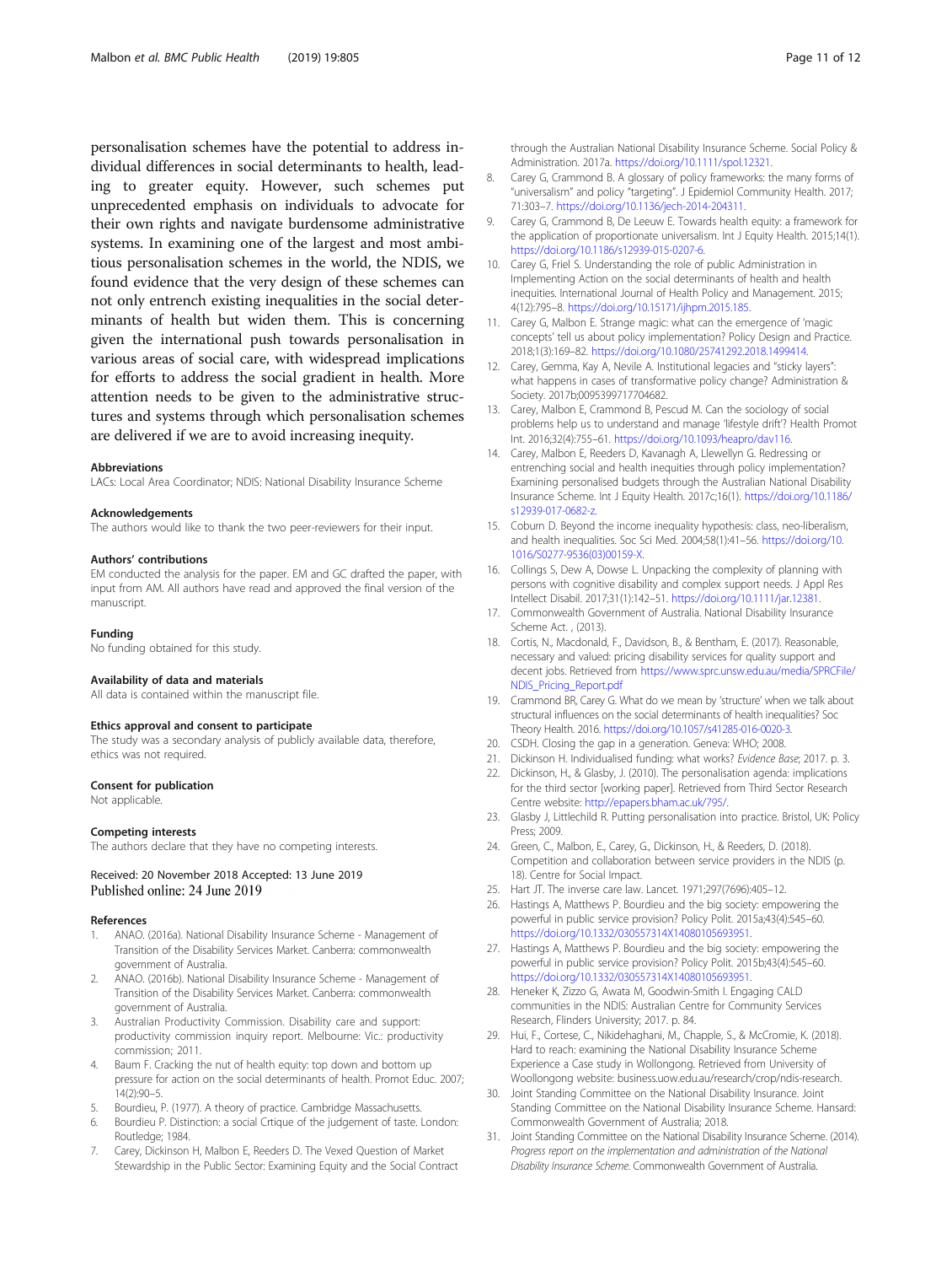personalisation schemes have the potential to address individual differences in social determinants to health, leading to greater equity. However, such schemes put unprecedented emphasis on individuals to advocate for their own rights and navigate burdensome administrative systems. In examining one of the largest and most ambitious personalisation schemes in the world, the NDIS, we found evidence that the very design of these schemes can not only entrench existing inequalities in the social determinants of health but widen them. This is concerning given the international push towards personalisation in various areas of social care, with widespread implications for efforts to address the social gradient in health. More attention needs to be given to the administrative structures and systems through which personalisation schemes are delivered if we are to avoid increasing inequity.

#### Abbreviations

LACs: Local Area Coordinator; NDIS: National Disability Insurance Scheme

#### Acknowledgements

The authors would like to thank the two peer-reviewers for their input.

#### Authors' contributions

EM conducted the analysis for the paper. EM and GC drafted the paper, with input from AM. All authors have read and approved the final version of the manuscript.

#### Funding

No funding obtained for this study.

#### Availability of data and materials

All data is contained within the manuscript file.

#### Ethics approval and consent to participate

The study was a secondary analysis of publicly available data, therefore, ethics was not required.

#### Consent for publication

Not applicable.

#### Competing interests

The authors declare that they have no competing interests.

Received: 20 November 2018 Accepted: 13 June 2019
Published online: 24 June 2019

#### References

1. ANAO. (2016a). National Disability Insurance Scheme - Management of Transition of the Disability Services Market. Canberra: commonwealth government of Australia.
2. ANAO. (2016b). National Disability Insurance Scheme - Management of Transition of the Disability Services Market. Canberra: commonwealth government of Australia.
3. Australian Productivity Commission. Disability care and support: productivity commission inquiry report. Melbourne: Vic.: productivity commission; 2011.
4. Baum F. Cracking the nut of health equity: top down and bottom up pressure for action on the social determinants of health. Promot Educ. 2007; 14(2):90–5.
5. Bourdieu, P. (1977). A theory of practice. Cambridge Massachusetts.
6. Bourdieu P. Distinction: a social Crtique of the judgement of taste. London: Routledge; 1984.
7. Carey, Dickinson H, Malbon E, Reeders D. The Vexed Question of Market Stewardship in the Public Sector: Examining Equity and the Social Contract through the Australian National Disability Insurance Scheme. Social Policy & Administration. 2017a. https://doi.org/10.1111/spol.12321.
8. Carey G, Crammond B. A glossary of policy frameworks: the many forms of "universalism" and policy "targeting". J Epidemiol Community Health. 2017; 71:303–7. https://doi.org/10.1136/jech-2014-204311.
9. Carey G, Crammond B, De Leeuw E. Towards health equity: a framework for the application of proportionate universalism. Int J Equity Health. 2015;14(1). https://doi.org/10.1186/s12939-015-0207-6.
10. Carey G, Friel S. Understanding the role of public Administration in Implementing Action on the social determinants of health and health inequities. International Journal of Health Policy and Management. 2015; 4(12):795–8. https://doi.org/10.15171/ijhpm.2015.185.
11. Carey G, Malbon E. Strange magic: what can the emergence of 'magic concepts' tell us about policy implementation? Policy Design and Practice. 2018;1(3):169–82. https://doi.org/10.1080/25741292.2018.1499414.
12. Carey, Gemma, Kay A, Nevile A. Institutional legacies and "sticky layers": what happens in cases of transformative policy change? Administration & Society. 2017b;0095399717704682.
13. Carey, Malbon E, Crammond B, Pescud M. Can the sociology of social problems help us to understand and manage 'lifestyle drift'? Health Promot Int. 2016;32(4):755–61. https://doi.org/10.1093/heapro/dav116.
14. Carey, Malbon E, Reeders D, Kavanagh A, Llewellyn G. Redressing or entrenching social and health inequities through policy implementation? Examining personalised budgets through the Australian National Disability Insurance Scheme. Int J Equity Health. 2017c;16(1). https://doi.org/10.1186/s12939-017-0682-z.
15. Coburn D. Beyond the income inequality hypothesis: class, neo-liberalism, and health inequalities. Soc Sci Med. 2004;58(1):41–56. https://doi.org/10.1016/S0277-9536(03)00159-X.
16. Collings S, Dew A, Dowse L. Unpacking the complexity of planning with persons with cognitive disability and complex support needs. J Appl Res Intellect Disabil. 2017;31(1):142–51. https://doi.org/10.1111/jar.12381.
17. Commonwealth Government of Australia. National Disability Insurance Scheme Act. , (2013).
18. Cortis, N., Macdonald, F., Davidson, B., & Bentham, E. (2017). Reasonable, necessary and valued: pricing disability services for quality support and decent jobs. Retrieved from https://www.sprc.unsw.edu.au/media/SPRCFile/NDIS_Pricing_Report.pdf
19. Crammond BR, Carey G. What do we mean by 'structure' when we talk about structural influences on the social determinants of health inequalities? Soc Theory Health. 2016. https://doi.org/10.1057/s41285-016-0020-3.
20. CSDH. Closing the gap in a generation. Geneva: WHO; 2008.
21. Dickinson H. Individualised funding: what works? *Evidence Base*; 2017. p. 3.
22. Dickinson, H., & Glasby, J. (2010). The personalisation agenda: implications for the third sector [working paper]. Retrieved from Third Sector Research Centre website: http://epapers.bham.ac.uk/795/.
23. Glasby J, Littlechild R. Putting personalisation into practice. Bristol, UK: Policy Press; 2009.
24. Green, C., Malbon, E., Carey, G., Dickinson, H., & Reeders, D. (2018). Competition and collaboration between service providers in the NDIS (p. 18). Centre for Social Impact.
25. Hart JT. The inverse care law. Lancet. 1971;297(7696):405–12.
26. Hastings A, Matthews P. Bourdieu and the big society: empowering the powerful in public service provision? Policy Polit. 2015a;43(4):545–60. https://doi.org/10.1332/030557314X14080105693951.
27. Hastings A, Matthews P. Bourdieu and the big society: empowering the powerful in public service provision? Policy Polit. 2015b;43(4):545–60. https://doi.org/10.1332/030557314X14080105693951.
28. Heneker K, Zizzo G, Awata M, Goodwin-Smith I. Engaging CALD communities in the NDIS: Australian Centre for Community Services Research, Flinders University; 2017. p. 84.
29. Hui, F., Cortese, C., Nikidehaghani, M., Chapple, S., & McCromie, K. (2018). Hard to reach: examining the National Disability Insurance Scheme Experience a Case study in Wollongong. Retrieved from University of Woollongong website: business.uow.edu.au/research/crop/ndis-research.
30. Joint Standing Committee on the National Disability Insurance. Joint Standing Committee on the National Disability Insurance Scheme. Hansard: Commonwealth Government of Australia; 2018.
31. Joint Standing Committee on the National Disability Insurance Scheme. (2014). *Progress report on the implementation and administration of the National Disability Insurance Scheme*. Commonwealth Government of Australia.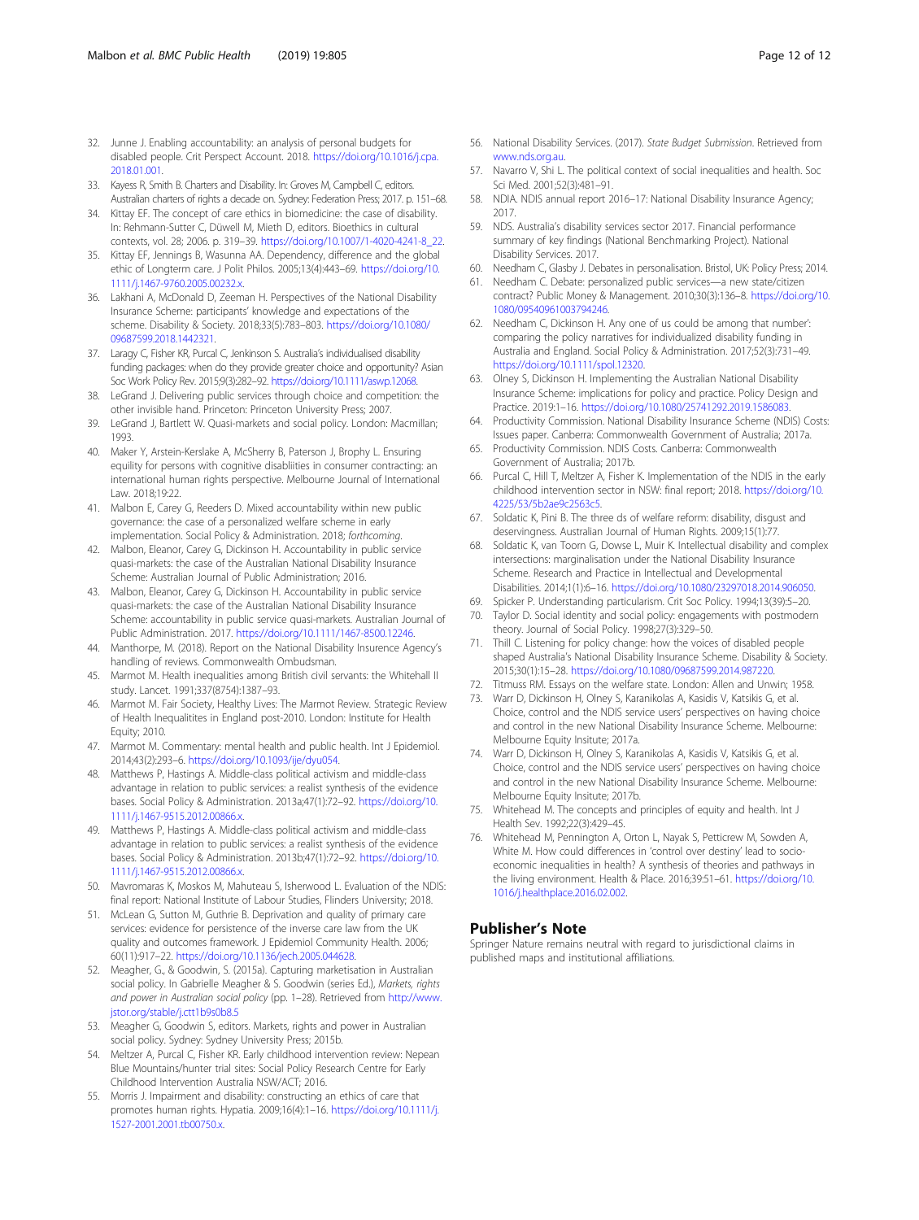32. Junne J. Enabling accountability: an analysis of personal budgets for disabled people. Crit Perspect Account. 2018. https://doi.org/10.1016/j.cpa.2018.01.001.
33. Kayess R, Smith B. Charters and Disability. In: Groves M, Campbell C, editors. Australian charters of rights a decade on. Sydney: Federation Press; 2017. p. 151–68.
34. Kittay EF. The concept of care ethics in biomedicine: the case of disability. In: Rehmann-Sutter C, Düwell M, Mieth D, editors. Bioethics in cultural contexts, vol. 28; 2006. p. 319–39. https://doi.org/10.1007/1-4020-4241-8_22.
35. Kittay EF, Jennings B, Wasunna AA. Dependency, difference and the global ethic of Longterm care. J Polit Philos. 2005;13(4):443–69. https://doi.org/10.1111/j.1467-9760.2005.00232.x.
36. Lakhani A, McDonald D, Zeeman H. Perspectives of the National Disability Insurance Scheme: participants' knowledge and expectations of the scheme. Disability & Society. 2018;33(5):783–803. https://doi.org/10.1080/09687599.2018.1442321.
37. Laragy C, Fisher KR, Purcal C, Jenkinson S. Australia's individualised disability funding packages: when do they provide greater choice and opportunity? Asian Soc Work Policy Rev. 2015;9(3):282–92. https://doi.org/10.1111/aswp.12068.
38. LeGrand J. Delivering public services through choice and competition: the other invisible hand. Princeton: Princeton University Press; 2007.
39. LeGrand J, Bartlett W. Quasi-markets and social policy. London: Macmillan; 1993.
40. Maker Y, Arstein-Kerslake A, McSherry B, Paterson J, Brophy L. Ensuring equility for persons with cognitive disabliities in consumer contracting: an international human rights perspective. Melbourne Journal of International Law. 2018;19:22.
41. Malbon E, Carey G, Reeders D. Mixed accountability within new public governance: the case of a personalized welfare scheme in early implementation. Social Policy & Administration. 2018; *forthcoming*.
42. Malbon, Eleanor, Carey G, Dickinson H. Accountability in public service quasi-markets: the case of the Australian National Disability Insurance Scheme: Australian Journal of Public Administration; 2016.
43. Malbon, Eleanor, Carey G, Dickinson H. Accountability in public service quasi-markets: the case of the Australian National Disability Insurance Scheme: accountability in public service quasi-markets. Australian Journal of Public Administration. 2017. https://doi.org/10.1111/1467-8500.12246.
44. Manthorpe, M. (2018). Report on the National Disability Insurence Agency's handling of reviews. Commonwealth Ombudsman.
45. Marmot M. Health inequalities among British civil servants: the Whitehall II study. Lancet. 1991;337(8754):1387–93.
46. Marmot M. Fair Society, Healthy Lives: The Marmot Review. Strategic Review of Health Inequalitites in England post-2010. London: Institute for Health Equity; 2010.
47. Marmot M. Commentary: mental health and public health. Int J Epidemiol. 2014;43(2):293–6. https://doi.org/10.1093/ije/dyu054.
48. Matthews P, Hastings A. Middle-class political activism and middle-class advantage in relation to public services: a realist synthesis of the evidence bases. Social Policy & Administration. 2013a;47(1):72–92. https://doi.org/10.1111/j.1467-9515.2012.00866.x.
49. Matthews P, Hastings A. Middle-class political activism and middle-class advantage in relation to public services: a realist synthesis of the evidence bases. Social Policy & Administration. 2013b;47(1):72–92. https://doi.org/10.1111/j.1467-9515.2012.00866.x.
50. Mavromaras K, Moskos M, Mahuteau S, Isherwood L. Evaluation of the NDIS: final report: National Institute of Labour Studies, Flinders University; 2018.
51. McLean G, Sutton M, Guthrie B. Deprivation and quality of primary care services: evidence for persistence of the inverse care law from the UK quality and outcomes framework. J Epidemiol Community Health. 2006; 60(11):917–22. https://doi.org/10.1136/jech.2005.044628.
52. Meagher, G., & Goodwin, S. (2015a). Capturing marketisation in Australian social policy. In Gabrielle Meagher & S. Goodwin (series Ed.), *Markets, rights and power in Australian social policy* (pp. 1–28). Retrieved from http://www.jstor.org/stable/j.ctt1b9s0b8.5
53. Meagher G, Goodwin S, editors. Markets, rights and power in Australian social policy. Sydney: Sydney University Press; 2015b.
54. Meltzer A, Purcal C, Fisher KR. Early childhood intervention review: Nepean Blue Mountains/hunter trial sites: Social Policy Research Centre for Early Childhood Intervention Australia NSW/ACT; 2016.
55. Morris J. Impairment and disability: constructing an ethics of care that promotes human rights. Hypatia. 2009;16(4):1–16. https://doi.org/10.1111/j.1527-2001.2001.tb00750.x.
56. National Disability Services. (2017). *State Budget Submission*. Retrieved from www.nds.org.au.
57. Navarro V, Shi L. The political context of social inequalities and health. Soc Sci Med. 2001;52(3):481–91.
58. NDIA. NDIS annual report 2016–17: National Disability Insurance Agency; 2017.
59. NDS. Australia's disability services sector 2017. Financial performance summary of key findings (National Benchmarking Project). National Disability Services. 2017.
60. Needham C, Glasby J. Debates in personalisation. Bristol, UK: Policy Press; 2014.
61. Needham C. Debate: personalized public services—a new state/citizen contract? Public Money & Management. 2010;30(3):136–8. https://doi.org/10.1080/09540961003794246.
62. Needham C, Dickinson H. Any one of us could be among that number': comparing the policy narratives for individualized disability funding in Australia and England. Social Policy & Administration. 2017;52(3):731–49. https://doi.org/10.1111/spol.12320.
63. Olney S, Dickinson H. Implementing the Australian National Disability Insurance Scheme: implications for policy and practice. Policy Design and Practice. 2019:1–16. https://doi.org/10.1080/25741292.2019.1586083.
64. Productivity Commission. National Disability Insurance Scheme (NDIS) Costs: Issues paper. Canberra: Commonwealth Government of Australia; 2017a.
65. Productivity Commission. NDIS Costs. Canberra: Commonwealth Government of Australia; 2017b.
66. Purcal C, Hill T, Meltzer A, Fisher K. Implementation of the NDIS in the early childhood intervention sector in NSW: final report; 2018. https://doi.org/10.4225/53/5b2ae9c2563c5.
67. Soldatic K, Pini B. The three ds of welfare reform: disability, disgust and deservingness. Australian Journal of Human Rights. 2009;15(1):77.
68. Soldatic K, van Toorn G, Dowse L, Muir K. Intellectual disability and complex intersections: marginalisation under the National Disability Insurance Scheme. Research and Practice in Intellectual and Developmental Disabilities. 2014;1(1):6–16. https://doi.org/10.1080/23297018.2014.906050.
69. Spicker P. Understanding particularism. Crit Soc Policy. 1994;13(39):5–20.
70. Taylor D. Social identity and social policy: engagements with postmodern theory. Journal of Social Policy. 1998;27(3):329–50.
71. Thill C. Listening for policy change: how the voices of disabled people shaped Australia's National Disability Insurance Scheme. Disability & Society. 2015;30(1):15–28. https://doi.org/10.1080/09687599.2014.987220.
72. Titmuss RM. Essays on the welfare state. London: Allen and Unwin; 1958.
73. Warr D, Dickinson H, Olney S, Karanikolas A, Kasidis V, Katsikis G, et al. Choice, control and the NDIS service users' perspectives on having choice and control in the new National Disability Insurance Scheme. Melbourne: Melbourne Equity Insitute; 2017a.
74. Warr D, Dickinson H, Olney S, Karanikolas A, Kasidis V, Katsikis G, et al. Choice, control and the NDIS service users' perspectives on having choice and control in the new National Disability Insurance Scheme. Melbourne: Melbourne Equity Insitute; 2017b.
75. Whitehead M. The concepts and principles of equity and health. Int J Health Sev. 1992;22(3):429–45.
76. Whitehead M, Pennington A, Orton L, Nayak S, Petticrew M, Sowden A, White M. How could differences in 'control over destiny' lead to socio-economic inequalities in health? A synthesis of theories and pathways in the living environment. Health & Place. 2016;39:51–61. https://doi.org/10.1016/j.healthplace.2016.02.002.

## Publisher's Note

Springer Nature remains neutral with regard to jurisdictional claims in published maps and institutional affiliations.